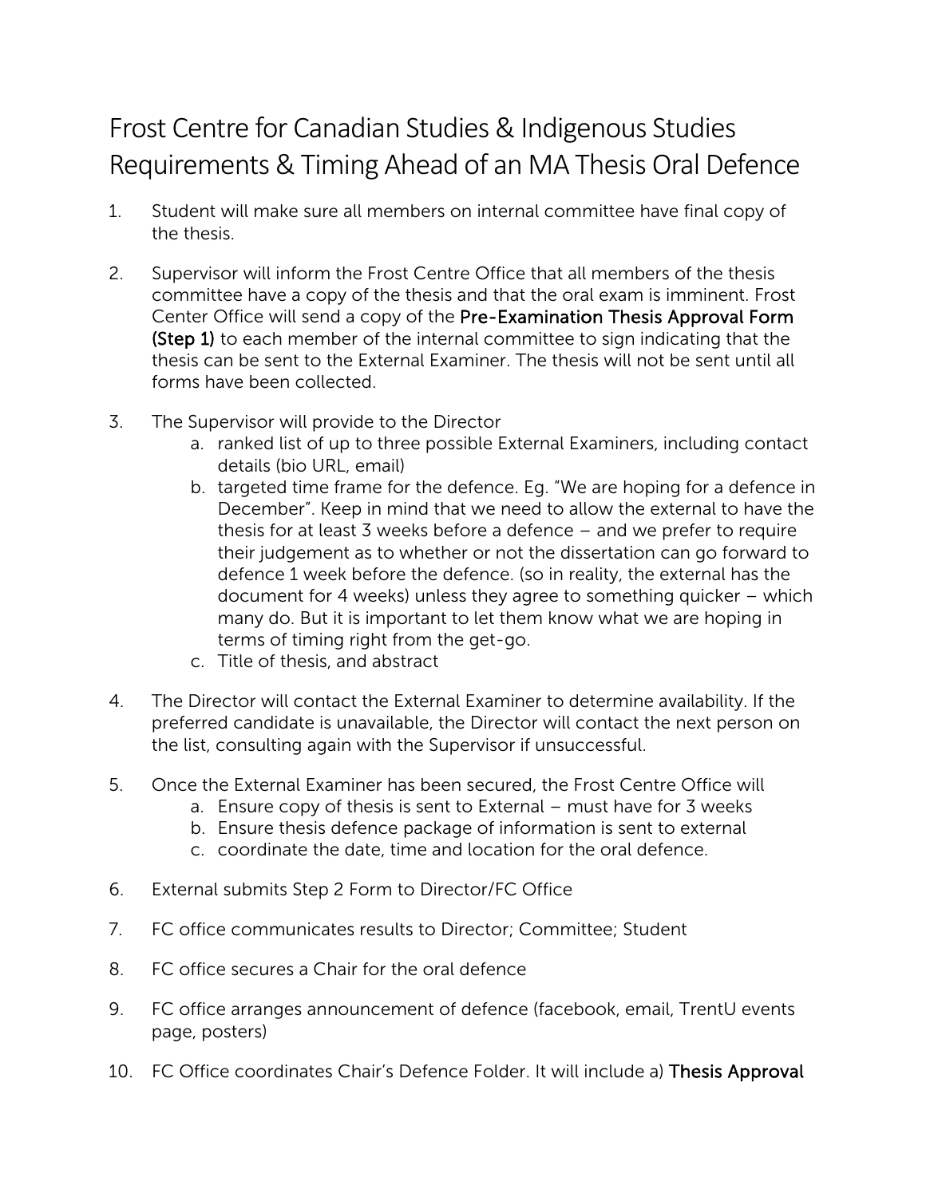# Frost Centre for Canadian Studies & Indigenous Studies Requirements & Timing Ahead of an MA Thesis Oral Defence

1. Student will make sure all members on internal committee have final copy of the thesis.

2. Supervisor will inform the Frost Centre Office that all members of the thesis committee have a copy of the thesis and that the oral exam is imminent. Frost Center Office will send a copy of the **Pre-Examination Thesis Approval Form (Step 1)** to each member of the internal committee to sign indicating that the thesis can be sent to the External Examiner. The thesis will not be sent until all forms have been collected.

3. The Supervisor will provide to the Director
   a. ranked list of up to three possible External Examiners, including contact details (bio URL, email)
   b. targeted time frame for the defence. Eg. "We are hoping for a defence in December". Keep in mind that we need to allow the external to have the thesis for at least 3 weeks before a defence – and we prefer to require their judgement as to whether or not the dissertation can go forward to defence 1 week before the defence. (so in reality, the external has the document for 4 weeks) unless they agree to something quicker – which many do. But it is important to let them know what we are hoping in terms of timing right from the get-go.
   c. Title of thesis, and abstract

4. The Director will contact the External Examiner to determine availability. If the preferred candidate is unavailable, the Director will contact the next person on the list, consulting again with the Supervisor if unsuccessful.

5. Once the External Examiner has been secured, the Frost Centre Office will
   a. Ensure copy of thesis is sent to External – must have for 3 weeks
   b. Ensure thesis defence package of information is sent to external
   c. coordinate the date, time and location for the oral defence.

6. External submits Step 2 Form to Director/FC Office

7. FC office communicates results to Director; Committee; Student

8. FC office secures a Chair for the oral defence

9. FC office arranges announcement of defence (facebook, email, TrentU events page, posters)

10. FC Office coordinates Chair's Defence Folder. It will include a) **Thesis Approval**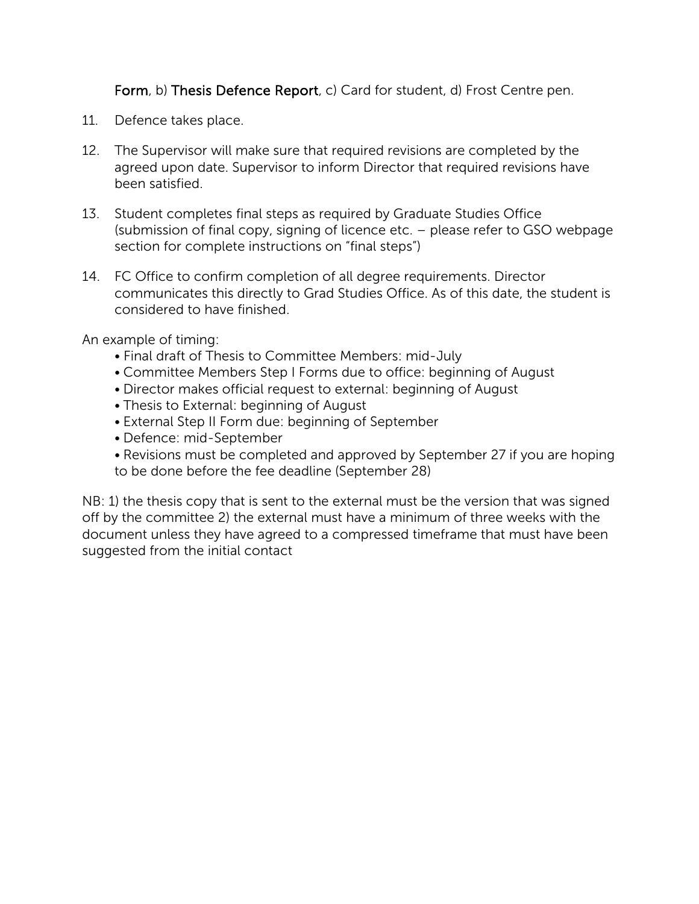**Form**, b) **Thesis Defence Report**, c) Card for student, d) Frost Centre pen.

11. Defence takes place.

12. The Supervisor will make sure that required revisions are completed by the agreed upon date. Supervisor to inform Director that required revisions have been satisfied.

13. Student completes final steps as required by Graduate Studies Office (submission of final copy, signing of licence etc. – please refer to GSO webpage section for complete instructions on "final steps")

14. FC Office to confirm completion of all degree requirements. Director communicates this directly to Grad Studies Office. As of this date, the student is considered to have finished.

An example of timing:

- Final draft of Thesis to Committee Members: mid-July
- Committee Members Step I Forms due to office: beginning of August
- Director makes official request to external: beginning of August
- Thesis to External: beginning of August
- External Step II Form due: beginning of September
- Defence: mid-September
- Revisions must be completed and approved by September 27 if you are hoping to be done before the fee deadline (September 28)

NB: 1) the thesis copy that is sent to the external must be the version that was signed off by the committee 2) the external must have a minimum of three weeks with the document unless they have agreed to a compressed timeframe that must have been suggested from the initial contact